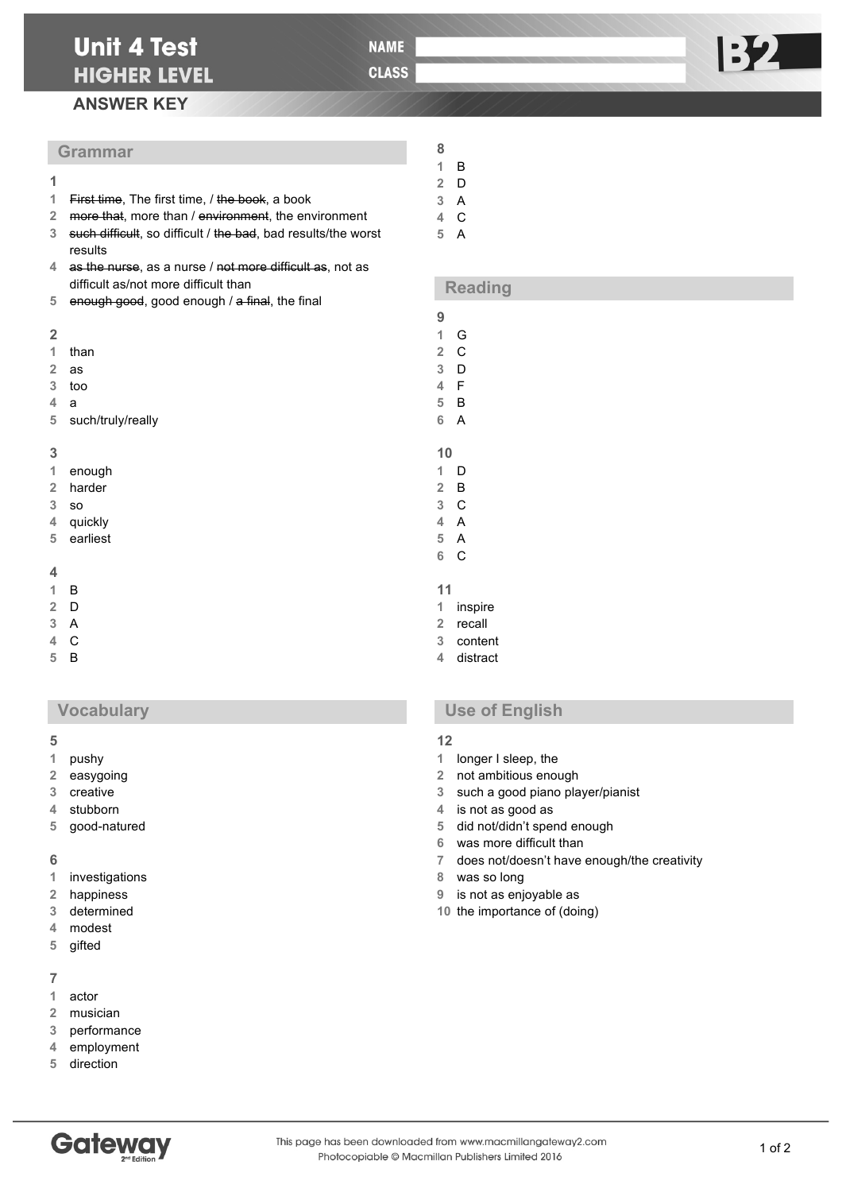# Unit 4 Test
## HIGHER LEVEL

NAME

CLASS

B2

## ANSWER KEY

## Grammar

**1**

1. ~~First time~~, The first time, / ~~the book~~, a book
2. ~~more that~~, more than / ~~environment~~, the environment
3. ~~such difficult~~, so difficult / ~~the bad~~, bad results/the worst results
4. ~~as the nurse~~, as a nurse / ~~not more difficult as~~, not as difficult as/not more difficult than
5. ~~enough good~~, good enough / ~~a final~~, the final

**2**

1. than
2. as
3. too
4. a
5. such/truly/really

**3**

1. enough
2. harder
3. so
4. quickly
5. earliest

**4**

1. B
2. D
3. A
4. C
5. B

## Vocabulary

**5**

1. pushy
2. easygoing
3. creative
4. stubborn
5. good-natured

**6**

1. investigations
2. happiness
3. determined
4. modest
5. gifted

**7**

1. actor
2. musician
3. performance
4. employment
5. direction

**8**

1. B
2. D
3. A
4. C
5. A

## Reading

**9**

1. G
2. C
3. D
4. F
5. B
6. A

**10**

1. D
2. B
3. C
4. A
5. A
6. C

**11**

1. inspire
2. recall
3. content
4. distract

## Use of English

**12**

1. longer I sleep, the
2. not ambitious enough
3. such a good piano player/pianist
4. is not as good as
5. did not/didn't spend enough
6. was more difficult than
7. does not/doesn't have enough/the creativity
8. was so long
9. is not as enjoyable as
10. the importance of (doing)

Gateway 2nd Edition

This page has been downloaded from www.macmillangateway2.com
Photocopiable © Macmillan Publishers Limited 2016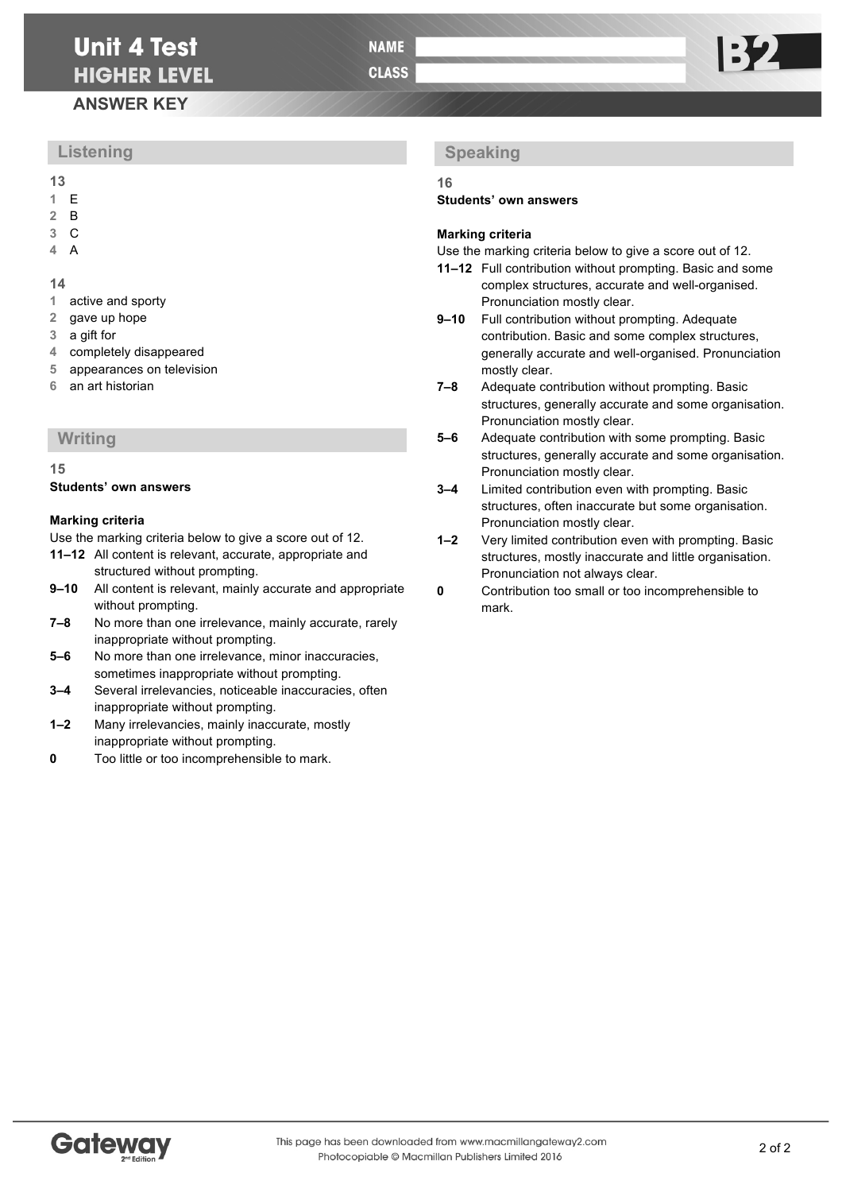# Unit 4 Test
## HIGHER LEVEL

NAME

CLASS

B2

### ANSWER KEY

## Listening

**13**

1 E
2 B
3 C
4 A

**14**

1 active and sporty
2 gave up hope
3 a gift for
4 completely disappeared
5 appearances on television
6 an art historian

## Writing

**15**

**Students' own answers**

**Marking criteria**

Use the marking criteria below to give a score out of 12.

**11–12** All content is relevant, accurate, appropriate and structured without prompting.

**9–10** All content is relevant, mainly accurate and appropriate without prompting.

**7–8** No more than one irrelevance, mainly accurate, rarely inappropriate without prompting.

**5–6** No more than one irrelevance, minor inaccuracies, sometimes inappropriate without prompting.

**3–4** Several irrelevancies, noticeable inaccuracies, often inappropriate without prompting.

**1–2** Many irrelevancies, mainly inaccurate, mostly inappropriate without prompting.

**0** Too little or too incomprehensible to mark.

## Speaking

**16**

**Students' own answers**

**Marking criteria**

Use the marking criteria below to give a score out of 12.

**11–12** Full contribution without prompting. Basic and some complex structures, accurate and well-organised. Pronunciation mostly clear.

**9–10** Full contribution without prompting. Adequate contribution. Basic and some complex structures, generally accurate and well-organised. Pronunciation mostly clear.

**7–8** Adequate contribution without prompting. Basic structures, generally accurate and some organisation. Pronunciation mostly clear.

**5–6** Adequate contribution with some prompting. Basic structures, generally accurate and some organisation. Pronunciation mostly clear.

**3–4** Limited contribution even with prompting. Basic structures, often inaccurate but some organisation. Pronunciation mostly clear.

**1–2** Very limited contribution even with prompting. Basic structures, mostly inaccurate and little organisation. Pronunciation not always clear.

**0** Contribution too small or too incomprehensible to mark.

Gateway 2nd Edition

This page has been downloaded from www.macmillangateway2.com
Photocopiable © Macmillan Publishers Limited 2016